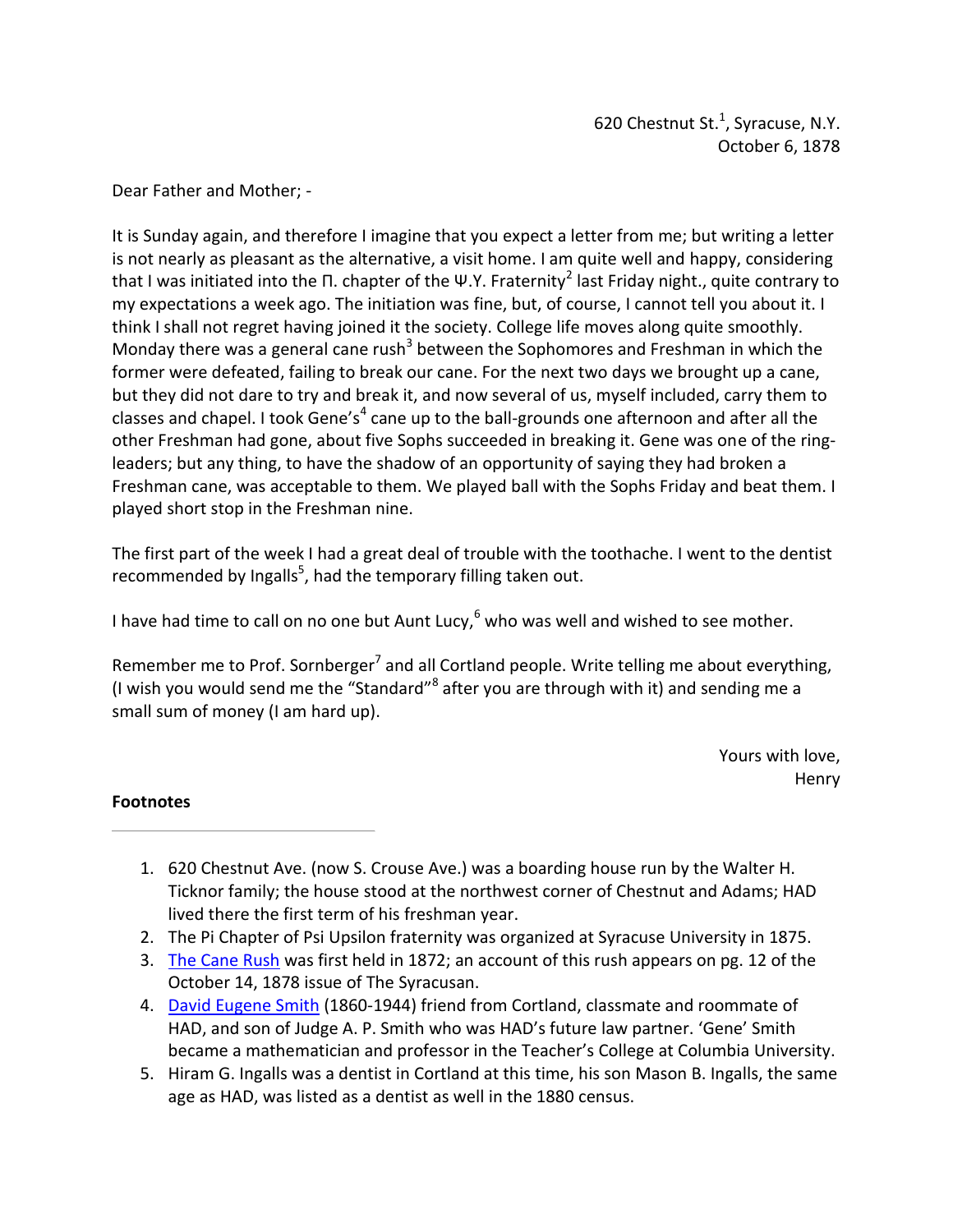620 Chestnut St.[1], Syracuse, N.Y.
October 6, 1878

Dear Father and Mother; -

It is Sunday again, and therefore I imagine that you expect a letter from me; but writing a letter is not nearly as pleasant as the alternative, a visit home. I am quite well and happy, considering that I was initiated into the Π. chapter of the Ψ.Υ. Fraternity[2] last Friday night., quite contrary to my expectations a week ago. The initiation was fine, but, of course, I cannot tell you about it. I think I shall not regret having joined it the society. College life moves along quite smoothly. Monday there was a general cane rush[3] between the Sophomores and Freshman in which the former were defeated, failing to break our cane. For the next two days we brought up a cane, but they did not dare to try and break it, and now several of us, myself included, carry them to classes and chapel. I took Gene's[4] cane up to the ball-grounds one afternoon and after all the other Freshman had gone, about five Sophs succeeded in breaking it. Gene was one of the ring-leaders; but any thing, to have the shadow of an opportunity of saying they had broken a Freshman cane, was acceptable to them. We played ball with the Sophs Friday and beat them. I played short stop in the Freshman nine.

The first part of the week I had a great deal of trouble with the toothache. I went to the dentist recommended by Ingalls[5], had the temporary filling taken out.

I have had time to call on no one but Aunt Lucy,[6] who was well and wished to see mother.

Remember me to Prof. Sornberger[7] and all Cortland people. Write telling me about everything, (I wish you would send me the "Standard"[8] after you are through with it) and sending me a small sum of money (I am hard up).

Yours with love,
Henry

**Footnotes**

---

1. 620 Chestnut Ave. (now S. Crouse Ave.) was a boarding house run by the Walter H. Ticknor family; the house stood at the northwest corner of Chestnut and Adams; HAD lived there the first term of his freshman year.
2. The Pi Chapter of Psi Upsilon fraternity was organized at Syracuse University in 1875.
3. The Cane Rush was first held in 1872; an account of this rush appears on pg. 12 of the October 14, 1878 issue of The Syracusan.
4. David Eugene Smith (1860-1944) friend from Cortland, classmate and roommate of HAD, and son of Judge A. P. Smith who was HAD's future law partner. 'Gene' Smith became a mathematician and professor in the Teacher's College at Columbia University.
5. Hiram G. Ingalls was a dentist in Cortland at this time, his son Mason B. Ingalls, the same age as HAD, was listed as a dentist as well in the 1880 census.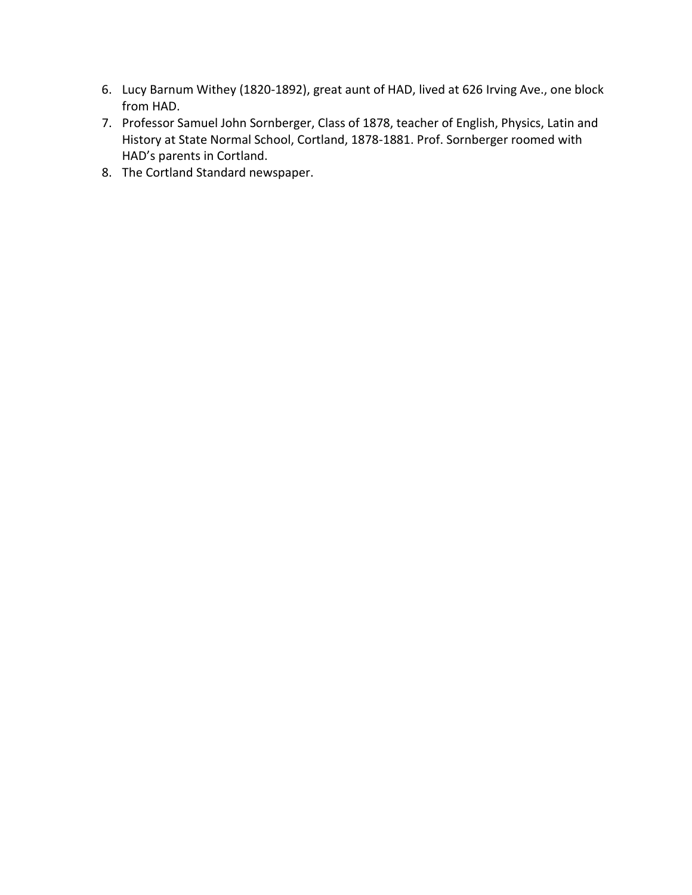6. Lucy Barnum Withey (1820-1892), great aunt of HAD, lived at 626 Irving Ave., one block from HAD.
7. Professor Samuel John Sornberger, Class of 1878, teacher of English, Physics, Latin and History at State Normal School, Cortland, 1878-1881. Prof. Sornberger roomed with HAD's parents in Cortland.
8. The Cortland Standard newspaper.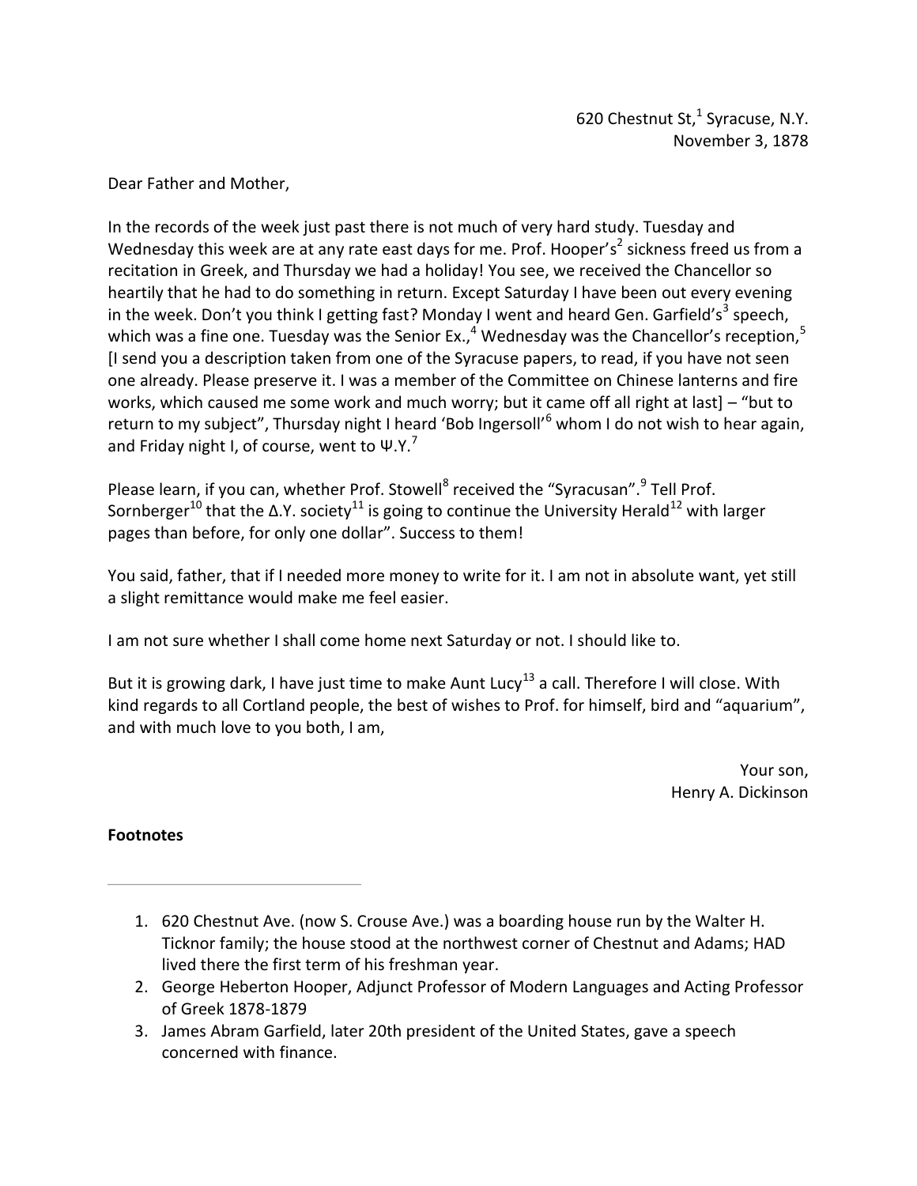620 Chestnut St,[1] Syracuse, N.Y.
November 3, 1878

Dear Father and Mother,

In the records of the week just past there is not much of very hard study. Tuesday and Wednesday this week are at any rate east days for me. Prof. Hooper's[2] sickness freed us from a recitation in Greek, and Thursday we had a holiday! You see, we received the Chancellor so heartily that he had to do something in return. Except Saturday I have been out every evening in the week. Don't you think I getting fast? Monday I went and heard Gen. Garfield's[3] speech, which was a fine one. Tuesday was the Senior Ex.,[4] Wednesday was the Chancellor's reception,[5] [I send you a description taken from one of the Syracuse papers, to read, if you have not seen one already. Please preserve it. I was a member of the Committee on Chinese lanterns and fire works, which caused me some work and much worry; but it came off all right at last] – "but to return to my subject", Thursday night I heard 'Bob Ingersoll'[6] whom I do not wish to hear again, and Friday night I, of course, went to Ψ.Υ.[7]

Please learn, if you can, whether Prof. Stowell[8] received the "Syracusan".[9] Tell Prof. Sornberger[10] that the Δ.Υ. society[11] is going to continue the University Herald[12] with larger pages than before, for only one dollar". Success to them!

You said, father, that if I needed more money to write for it. I am not in absolute want, yet still a slight remittance would make me feel easier.

I am not sure whether I shall come home next Saturday or not. I should like to.

But it is growing dark, I have just time to make Aunt Lucy[13] a call. Therefore I will close. With kind regards to all Cortland people, the best of wishes to Prof. for himself, bird and "aquarium", and with much love to you both, I am,

Your son,
Henry A. Dickinson

**Footnotes**

---

1. 620 Chestnut Ave. (now S. Crouse Ave.) was a boarding house run by the Walter H. Ticknor family; the house stood at the northwest corner of Chestnut and Adams; HAD lived there the first term of his freshman year.
2. George Heberton Hooper, Adjunct Professor of Modern Languages and Acting Professor of Greek 1878-1879
3. James Abram Garfield, later 20th president of the United States, gave a speech concerned with finance.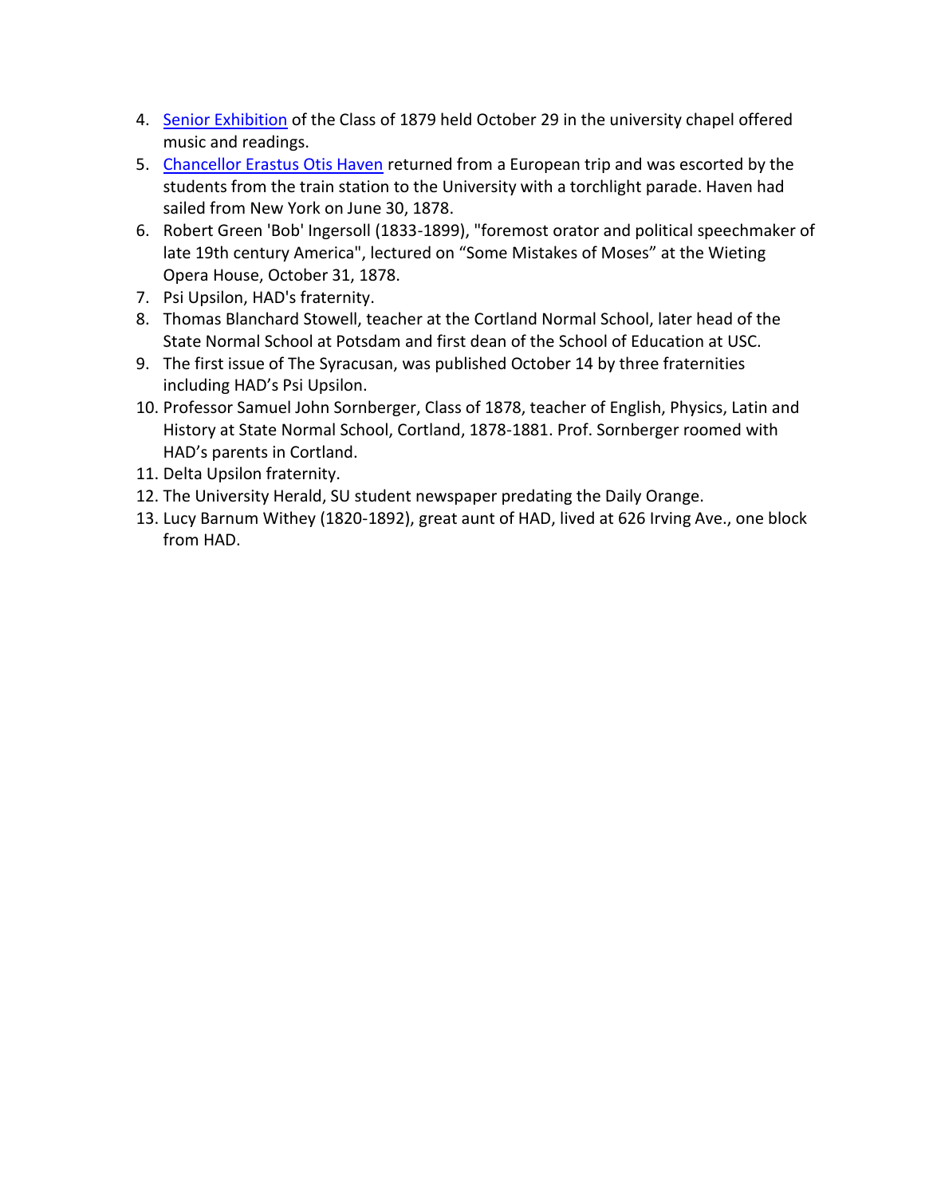4. [Senior Exhibition]() of the Class of 1879 held October 29 in the university chapel offered music and readings.
5. [Chancellor Erastus Otis Haven]() returned from a European trip and was escorted by the students from the train station to the University with a torchlight parade. Haven had sailed from New York on June 30, 1878.
6. Robert Green 'Bob' Ingersoll (1833-1899), "foremost orator and political speechmaker of late 19th century America", lectured on “Some Mistakes of Moses” at the Wieting Opera House, October 31, 1878.
7. Psi Upsilon, HAD's fraternity.
8. Thomas Blanchard Stowell, teacher at the Cortland Normal School, later head of the State Normal School at Potsdam and first dean of the School of Education at USC.
9. The first issue of The Syracusan, was published October 14 by three fraternities including HAD’s Psi Upsilon.
10. Professor Samuel John Sornberger, Class of 1878, teacher of English, Physics, Latin and History at State Normal School, Cortland, 1878-1881. Prof. Sornberger roomed with HAD’s parents in Cortland.
11. Delta Upsilon fraternity.
12. The University Herald, SU student newspaper predating the Daily Orange.
13. Lucy Barnum Withey (1820-1892), great aunt of HAD, lived at 626 Irving Ave., one block from HAD.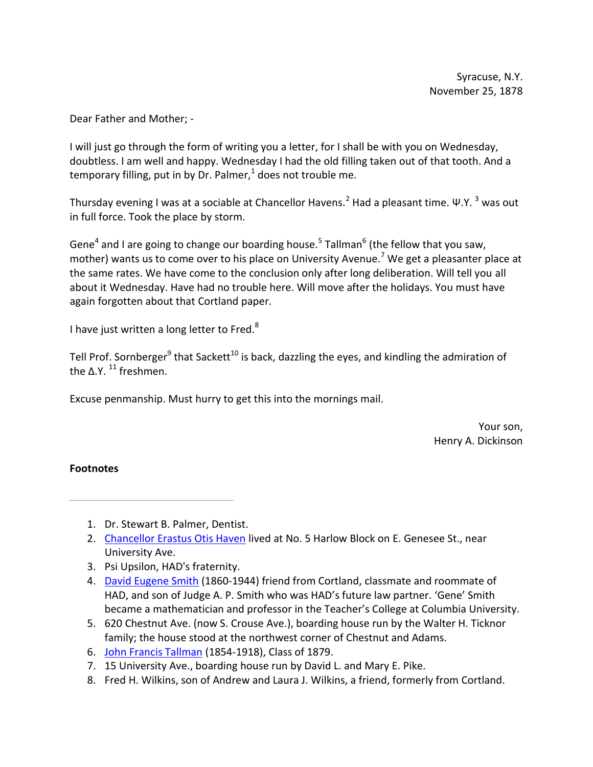Syracuse, N.Y.
November 25, 1878

Dear Father and Mother; -

I will just go through the form of writing you a letter, for I shall be with you on Wednesday, doubtless. I am well and happy. Wednesday I had the old filling taken out of that tooth. And a temporary filling, put in by Dr. Palmer,[1] does not trouble me.

Thursday evening I was at a sociable at Chancellor Havens.[2] Had a pleasant time. Ψ.Υ. [3] was out in full force. Took the place by storm.

Gene[4] and I are going to change our boarding house.[5] Tallman[6] (the fellow that you saw, mother) wants us to come over to his place on University Avenue.[7] We get a pleasanter place at the same rates. We have come to the conclusion only after long deliberation. Will tell you all about it Wednesday. Have had no trouble here. Will move after the holidays. You must have again forgotten about that Cortland paper.

I have just written a long letter to Fred.[8]

Tell Prof. Sornberger[9] that Sackett[10] is back, dazzling the eyes, and kindling the admiration of the Δ.Υ. [11] freshmen.

Excuse penmanship. Must hurry to get this into the mornings mail.

Your son,
Henry A. Dickinson

**Footnotes**

---

1. Dr. Stewart B. Palmer, Dentist.
2. Chancellor Erastus Otis Haven lived at No. 5 Harlow Block on E. Genesee St., near University Ave.
3. Psi Upsilon, HAD's fraternity.
4. David Eugene Smith (1860-1944) friend from Cortland, classmate and roommate of HAD, and son of Judge A. P. Smith who was HAD's future law partner. 'Gene' Smith became a mathematician and professor in the Teacher's College at Columbia University.
5. 620 Chestnut Ave. (now S. Crouse Ave.), boarding house run by the Walter H. Ticknor family; the house stood at the northwest corner of Chestnut and Adams.
6. John Francis Tallman (1854-1918), Class of 1879.
7. 15 University Ave., boarding house run by David L. and Mary E. Pike.
8. Fred H. Wilkins, son of Andrew and Laura J. Wilkins, a friend, formerly from Cortland.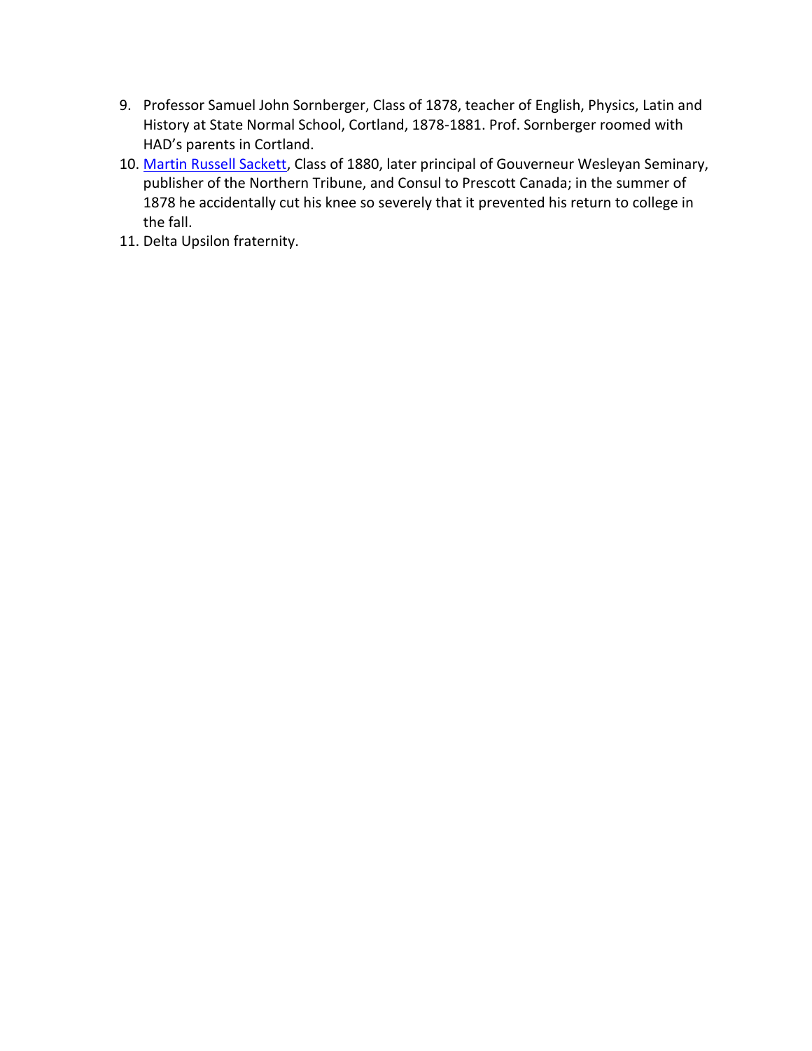9. Professor Samuel John Sornberger, Class of 1878, teacher of English, Physics, Latin and History at State Normal School, Cortland, 1878-1881. Prof. Sornberger roomed with HAD's parents in Cortland.
10. Martin Russell Sackett, Class of 1880, later principal of Gouverneur Wesleyan Seminary, publisher of the Northern Tribune, and Consul to Prescott Canada; in the summer of 1878 he accidentally cut his knee so severely that it prevented his return to college in the fall.
11. Delta Upsilon fraternity.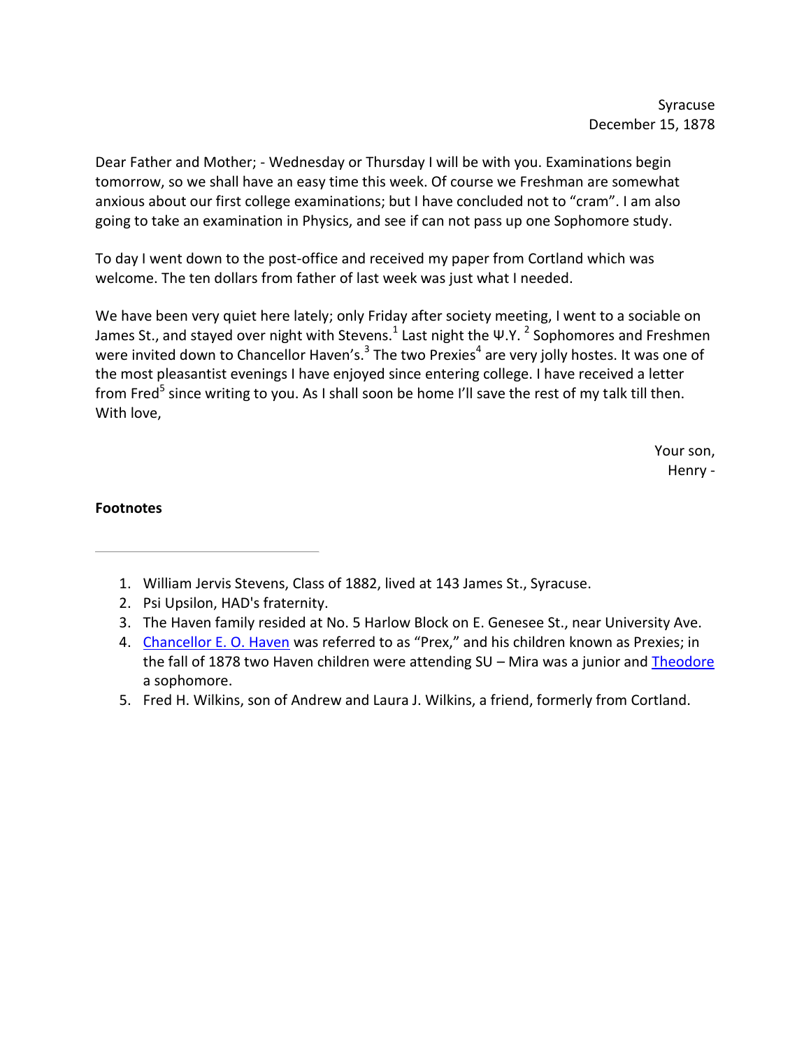Syracuse
December 15, 1878

Dear Father and Mother; - Wednesday or Thursday I will be with you. Examinations begin tomorrow, so we shall have an easy time this week. Of course we Freshman are somewhat anxious about our first college examinations; but I have concluded not to "cram". I am also going to take an examination in Physics, and see if can not pass up one Sophomore study.

To day I went down to the post-office and received my paper from Cortland which was welcome. The ten dollars from father of last week was just what I needed.

We have been very quiet here lately; only Friday after society meeting, I went to a sociable on James St., and stayed over night with Stevens.[1] Last night the Ψ.Y.[2] Sophomores and Freshmen were invited down to Chancellor Haven's.[3] The two Prexies[4] are very jolly hostes. It was one of the most pleasantist evenings I have enjoyed since entering college. I have received a letter from Fred[5] since writing to you. As I shall soon be home I'll save the rest of my talk till then. With love,

Your son,
Henry -

**Footnotes**

1. William Jervis Stevens, Class of 1882, lived at 143 James St., Syracuse.
2. Psi Upsilon, HAD's fraternity.
3. The Haven family resided at No. 5 Harlow Block on E. Genesee St., near University Ave.
4. Chancellor E. O. Haven was referred to as "Prex," and his children known as Prexies; in the fall of 1878 two Haven children were attending SU – Mira was a junior and Theodore a sophomore.
5. Fred H. Wilkins, son of Andrew and Laura J. Wilkins, a friend, formerly from Cortland.